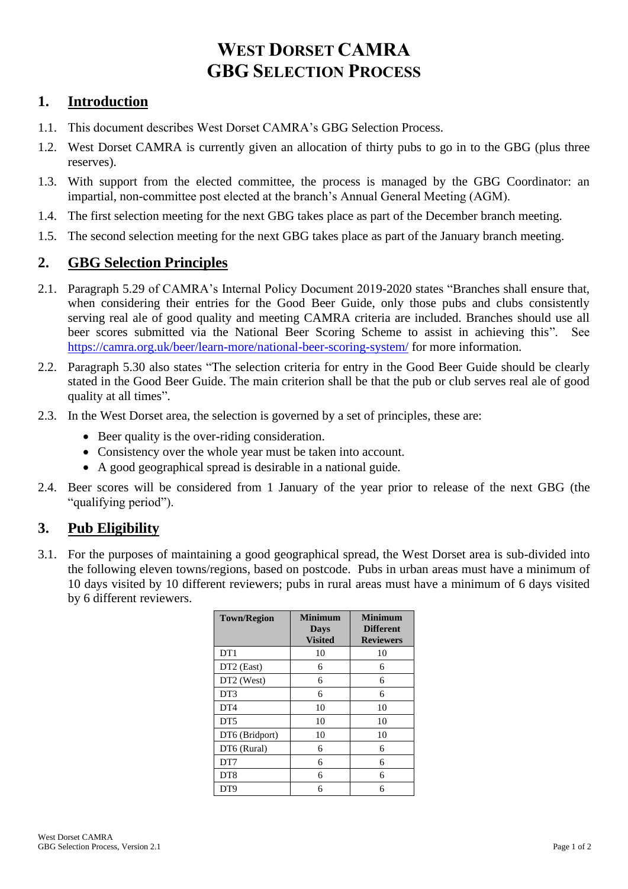# West Dorset CAMRA GBG Selection Process

## 1. Introduction

1.1. This document describes West Dorset CAMRA's GBG Selection Process.

1.2. West Dorset CAMRA is currently given an allocation of thirty pubs to go in to the GBG (plus three reserves).

1.3. With support from the elected committee, the process is managed by the GBG Coordinator: an impartial, non-committee post elected at the branch's Annual General Meeting (AGM).

1.4. The first selection meeting for the next GBG takes place as part of the December branch meeting.

1.5. The second selection meeting for the next GBG takes place as part of the January branch meeting.

## 2. GBG Selection Principles

2.1. Paragraph 5.29 of CAMRA's Internal Policy Document 2019-2020 states "Branches shall ensure that, when considering their entries for the Good Beer Guide, only those pubs and clubs consistently serving real ale of good quality and meeting CAMRA criteria are included. Branches should use all beer scores submitted via the National Beer Scoring Scheme to assist in achieving this". See https://camra.org.uk/beer/learn-more/national-beer-scoring-system/ for more information.

2.2. Paragraph 5.30 also states "The selection criteria for entry in the Good Beer Guide should be clearly stated in the Good Beer Guide. The main criterion shall be that the pub or club serves real ale of good quality at all times".

2.3. In the West Dorset area, the selection is governed by a set of principles, these are:

- Beer quality is the over-riding consideration.
- Consistency over the whole year must be taken into account.
- A good geographical spread is desirable in a national guide.

2.4. Beer scores will be considered from 1 January of the year prior to release of the next GBG (the "qualifying period").

## 3. Pub Eligibility

3.1. For the purposes of maintaining a good geographical spread, the West Dorset area is sub-divided into the following eleven towns/regions, based on postcode. Pubs in urban areas must have a minimum of 10 days visited by 10 different reviewers; pubs in rural areas must have a minimum of 6 days visited by 6 different reviewers.

| Town/Region | Minimum Days Visited | Minimum Different Reviewers |
|---|---|---|
| DT1 | 10 | 10 |
| DT2 (East) | 6 | 6 |
| DT2 (West) | 6 | 6 |
| DT3 | 6 | 6 |
| DT4 | 10 | 10 |
| DT5 | 10 | 10 |
| DT6 (Bridport) | 10 | 10 |
| DT6 (Rural) | 6 | 6 |
| DT7 | 6 | 6 |
| DT8 | 6 | 6 |
| DT9 | 6 | 6 |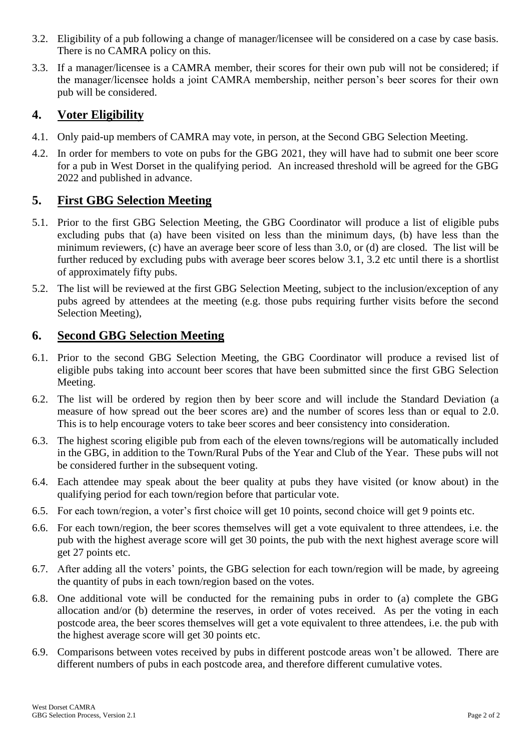3.2. Eligibility of a pub following a change of manager/licensee will be considered on a case by case basis. There is no CAMRA policy on this.

3.3. If a manager/licensee is a CAMRA member, their scores for their own pub will not be considered; if the manager/licensee holds a joint CAMRA membership, neither person's beer scores for their own pub will be considered.

## 4. Voter Eligibility

4.1. Only paid-up members of CAMRA may vote, in person, at the Second GBG Selection Meeting.

4.2. In order for members to vote on pubs for the GBG 2021, they will have had to submit one beer score for a pub in West Dorset in the qualifying period. An increased threshold will be agreed for the GBG 2022 and published in advance.

## 5. First GBG Selection Meeting

5.1. Prior to the first GBG Selection Meeting, the GBG Coordinator will produce a list of eligible pubs excluding pubs that (a) have been visited on less than the minimum days, (b) have less than the minimum reviewers, (c) have an average beer score of less than 3.0, or (d) are closed. The list will be further reduced by excluding pubs with average beer scores below 3.1, 3.2 etc until there is a shortlist of approximately fifty pubs.

5.2. The list will be reviewed at the first GBG Selection Meeting, subject to the inclusion/exception of any pubs agreed by attendees at the meeting (e.g. those pubs requiring further visits before the second Selection Meeting),

## 6. Second GBG Selection Meeting

6.1. Prior to the second GBG Selection Meeting, the GBG Coordinator will produce a revised list of eligible pubs taking into account beer scores that have been submitted since the first GBG Selection Meeting.

6.2. The list will be ordered by region then by beer score and will include the Standard Deviation (a measure of how spread out the beer scores are) and the number of scores less than or equal to 2.0. This is to help encourage voters to take beer scores and beer consistency into consideration.

6.3. The highest scoring eligible pub from each of the eleven towns/regions will be automatically included in the GBG, in addition to the Town/Rural Pubs of the Year and Club of the Year. These pubs will not be considered further in the subsequent voting.

6.4. Each attendee may speak about the beer quality at pubs they have visited (or know about) in the qualifying period for each town/region before that particular vote.

6.5. For each town/region, a voter's first choice will get 10 points, second choice will get 9 points etc.

6.6. For each town/region, the beer scores themselves will get a vote equivalent to three attendees, i.e. the pub with the highest average score will get 30 points, the pub with the next highest average score will get 27 points etc.

6.7. After adding all the voters' points, the GBG selection for each town/region will be made, by agreeing the quantity of pubs in each town/region based on the votes.

6.8. One additional vote will be conducted for the remaining pubs in order to (a) complete the GBG allocation and/or (b) determine the reserves, in order of votes received. As per the voting in each postcode area, the beer scores themselves will get a vote equivalent to three attendees, i.e. the pub with the highest average score will get 30 points etc.

6.9. Comparisons between votes received by pubs in different postcode areas won't be allowed. There are different numbers of pubs in each postcode area, and therefore different cumulative votes.